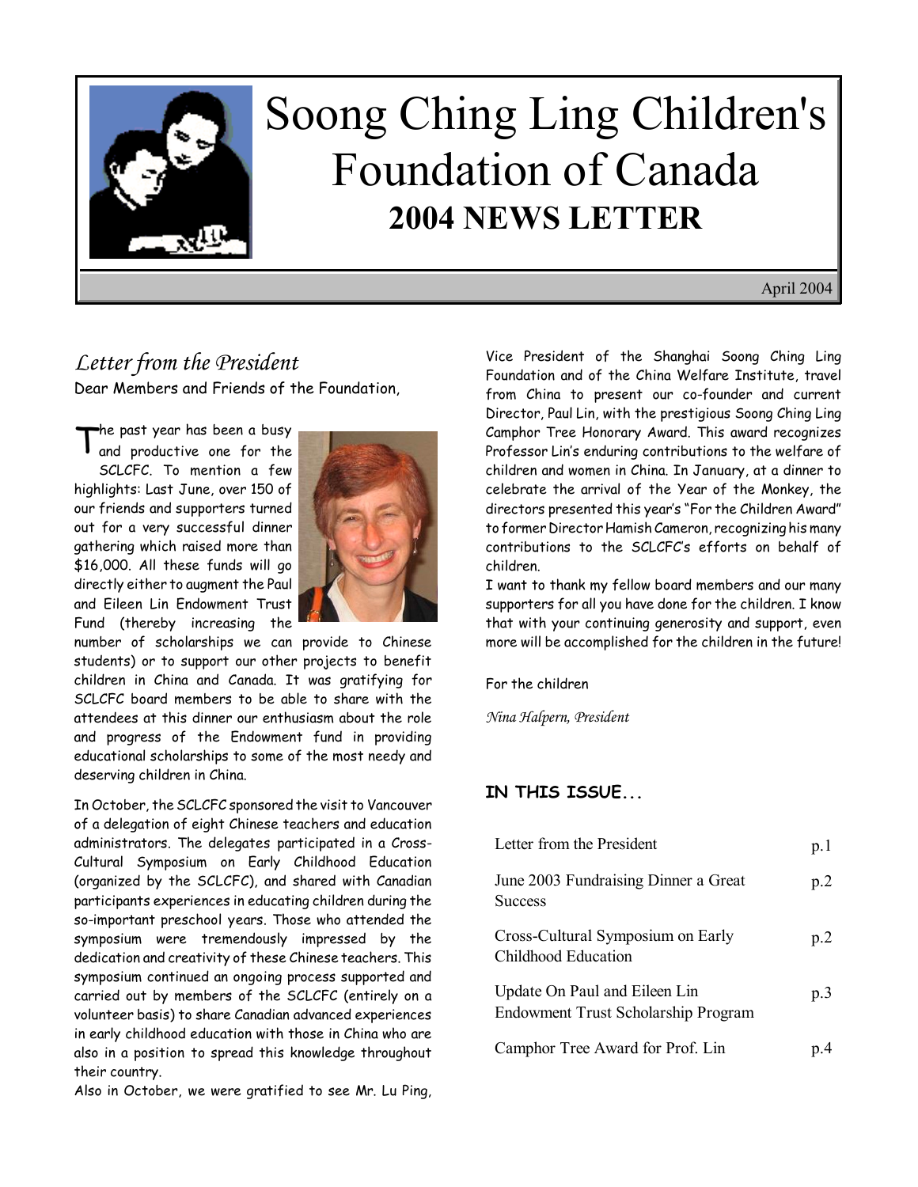# Soong Ching Ling Children's Foundation of Canada

## 2004 NEWS LETTER

April 2004

## *Letter from the President*

Dear Members and Friends of the Foundation,

The past year has been a busy and productive one for the SCLCFC. To mention a few highlights: Last June, over 150 of our friends and supporters turned out for a very successful dinner gathering which raised more than $16,000. All these funds will go directly either to augment the Paul and Eileen Lin Endowment Trust Fund (thereby increasing the number of scholarships we can provide to Chinese students) or to support our other projects to benefit children in China and Canada. It was gratifying for SCLCFC board members to be able to share with the attendees at this dinner our enthusiasm about the role and progress of the Endowment fund in providing educational scholarships to some of the most needy and deserving children in China.

In October, the SCLCFC sponsored the visit to Vancouver of a delegation of eight Chinese teachers and education administrators. The delegates participated in a Cross-Cultural Symposium on Early Childhood Education (organized by the SCLCFC), and shared with Canadian participants experiences in educating children during the so-important preschool years. Those who attended the symposium were tremendously impressed by the dedication and creativity of these Chinese teachers. This symposium continued an ongoing process supported and carried out by members of the SCLCFC (entirely on a volunteer basis) to share Canadian advanced experiences in early childhood education with those in China who are also in a position to spread this knowledge throughout their country.

Also in October, we were gratified to see Mr. Lu Ping, Vice President of the Shanghai Soong Ching Ling Foundation and of the China Welfare Institute, travel from China to present our co-founder and current Director, Paul Lin, with the prestigious Soong Ching Ling Camphor Tree Honorary Award. This award recognizes Professor Lin's enduring contributions to the welfare of children and women in China. In January, at a dinner to celebrate the arrival of the Year of the Monkey, the directors presented this year's "For the Children Award" to former Director Hamish Cameron, recognizing his many contributions to the SCLCFC's efforts on behalf of children.

I want to thank my fellow board members and our many supporters for all you have done for the children. I know that with your continuing generosity and support, even more will be accomplished for the children in the future!

For the children

*Nina Halpern, President*

### IN THIS ISSUE...

| | |
|---|---|
| Letter from the President | p.1 |
| June 2003 Fundraising Dinner a Great Success | p.2 |
| Cross-Cultural Symposium on Early Childhood Education | p.2 |
| Update On Paul and Eileen Lin Endowment Trust Scholarship Program | p.3 |
| Camphor Tree Award for Prof. Lin | p.4 |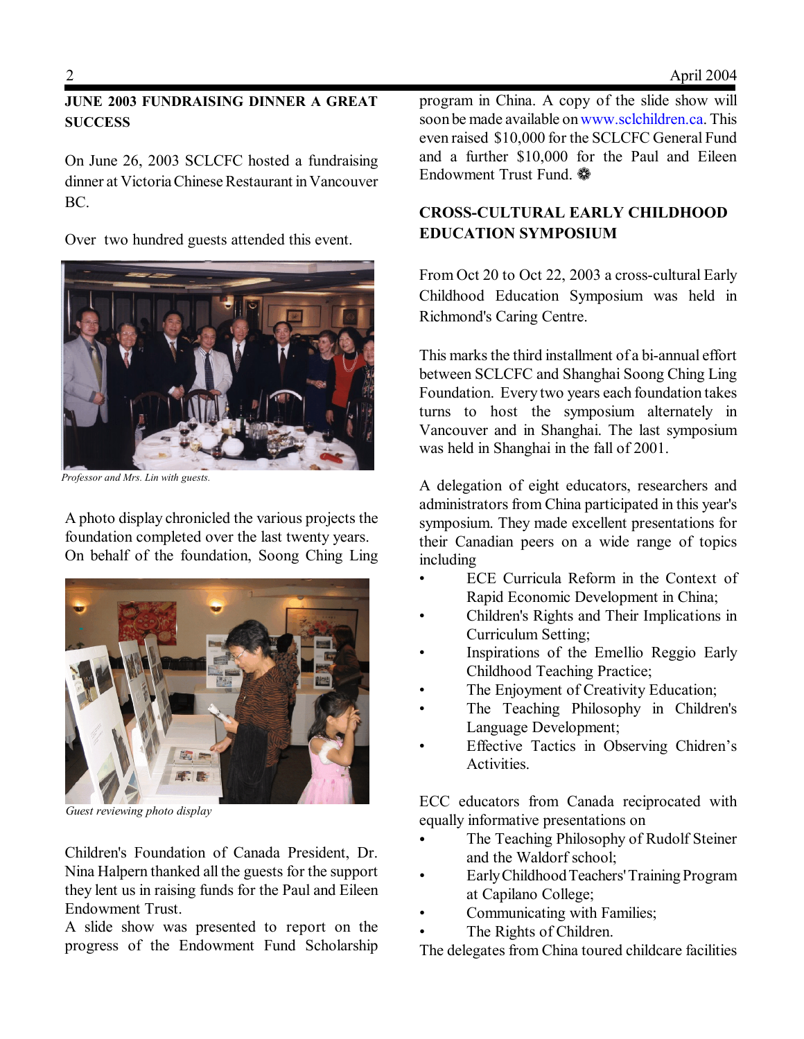## JUNE 2003 FUNDRAISING DINNER A GREAT SUCCESS

On June 26, 2003 SCLCFC hosted a fundraising dinner at Victoria Chinese Restaurant in Vancouver BC.

Over two hundred guests attended this event.

*Professor and Mrs. Lin with guests.*

A photo display chronicled the various projects the foundation completed over the last twenty years. On behalf of the foundation, Soong Ching Ling Children's Foundation of Canada President, Dr. Nina Halpern thanked all the guests for the support they lent us in raising funds for the Paul and Eileen Endowment Trust.

*Guest reviewing photo display*

A slide show was presented to report on the progress of the Endowment Fund Scholarship program in China. A copy of the slide show will soon be made available on www.sclchildren.ca. This even raised $10,000 for the SCLCFC General Fund and a further $10,000 for the Paul and Eileen Endowment Trust Fund. ❁

## CROSS-CULTURAL EARLY CHILDHOOD EDUCATION SYMPOSIUM

From Oct 20 to Oct 22, 2003 a cross-cultural Early Childhood Education Symposium was held in Richmond's Caring Centre.

This marks the third installment of a bi-annual effort between SCLCFC and Shanghai Soong Ching Ling Foundation. Every two years each foundation takes turns to host the symposium alternately in Vancouver and in Shanghai. The last symposium was held in Shanghai in the fall of 2001.

A delegation of eight educators, researchers and administrators from China participated in this year's symposium. They made excellent presentations for their Canadian peers on a wide range of topics including

- ECE Curricula Reform in the Context of Rapid Economic Development in China;
- Children's Rights and Their Implications in Curriculum Setting;
- Inspirations of the Emellio Reggio Early Childhood Teaching Practice;
- The Enjoyment of Creativity Education;
- The Teaching Philosophy in Children's Language Development;
- Effective Tactics in Observing Chidren's Activities.

ECC educators from Canada reciprocated with equally informative presentations on

- The Teaching Philosophy of Rudolf Steiner and the Waldorf school;
- Early Childhood Teachers' Training Program at Capilano College;
- Communicating with Families;
- The Rights of Children.

The delegates from China toured childcare facilities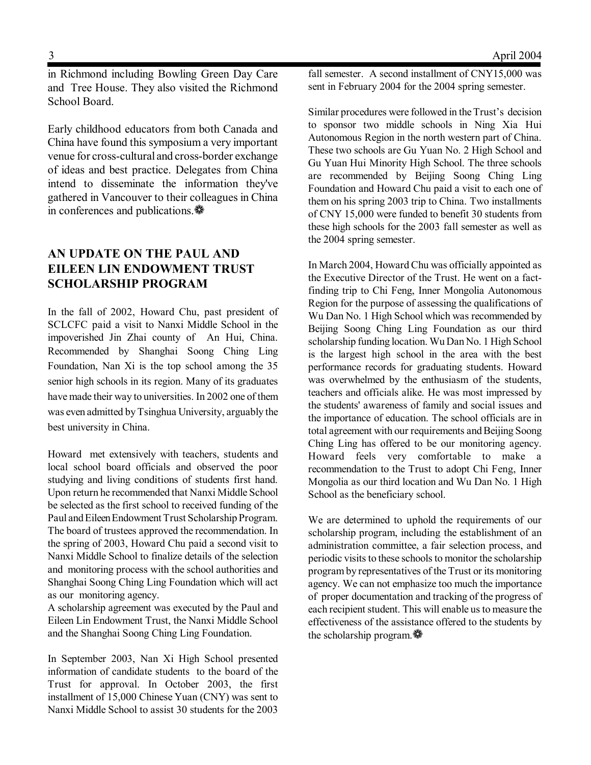in Richmond including Bowling Green Day Care and Tree House. They also visited the Richmond School Board.

Early childhood educators from both Canada and China have found this symposium a very important venue for cross-cultural and cross-border exchange of ideas and best practice. Delegates from China intend to disseminate the information they've gathered in Vancouver to their colleagues in China in conferences and publications.❁

## AN UPDATE ON THE PAUL AND EILEEN LIN ENDOWMENT TRUST SCHOLARSHIP PROGRAM

In the fall of 2002, Howard Chu, past president of SCLCFC paid a visit to Nanxi Middle School in the impoverished Jin Zhai county of An Hui, China. Recommended by Shanghai Soong Ching Ling Foundation, Nan Xi is the top school among the 35 senior high schools in its region. Many of its graduates have made their way to universities. In 2002 one of them was even admitted by Tsinghua University, arguably the best university in China.

Howard met extensively with teachers, students and local school board officials and observed the poor studying and living conditions of students first hand. Upon return he recommended that Nanxi Middle School be selected as the first school to received funding of the Paul and Eileen Endowment Trust Scholarship Program. The board of trustees approved the recommendation. In the spring of 2003, Howard Chu paid a second visit to Nanxi Middle School to finalize details of the selection and monitoring process with the school authorities and Shanghai Soong Ching Ling Foundation which will act as our monitoring agency.
A scholarship agreement was executed by the Paul and Eileen Lin Endowment Trust, the Nanxi Middle School and the Shanghai Soong Ching Ling Foundation.

In September 2003, Nan Xi High School presented information of candidate students to the board of the Trust for approval. In October 2003, the first installment of 15,000 Chinese Yuan (CNY) was sent to Nanxi Middle School to assist 30 students for the 2003 fall semester. A second installment of CNY15,000 was sent in February 2004 for the 2004 spring semester.

Similar procedures were followed in the Trust's decision to sponsor two middle schools in Ning Xia Hui Autonomous Region in the north western part of China. These two schools are Gu Yuan No. 2 High School and Gu Yuan Hui Minority High School. The three schools are recommended by Beijing Soong Ching Ling Foundation and Howard Chu paid a visit to each one of them on his spring 2003 trip to China. Two installments of CNY 15,000 were funded to benefit 30 students from these high schools for the 2003 fall semester as well as the 2004 spring semester.

In March 2004, Howard Chu was officially appointed as the Executive Director of the Trust. He went on a fact-finding trip to Chi Feng, Inner Mongolia Autonomous Region for the purpose of assessing the qualifications of Wu Dan No. 1 High School which was recommended by Beijing Soong Ching Ling Foundation as our third scholarship funding location. Wu Dan No. 1 High School is the largest high school in the area with the best performance records for graduating students. Howard was overwhelmed by the enthusiasm of the students, teachers and officials alike. He was most impressed by the students' awareness of family and social issues and the importance of education. The school officials are in total agreement with our requirements and Beijing Soong Ching Ling has offered to be our monitoring agency. Howard feels very comfortable to make a recommendation to the Trust to adopt Chi Feng, Inner Mongolia as our third location and Wu Dan No. 1 High School as the beneficiary school.

We are determined to uphold the requirements of our scholarship program, including the establishment of an administration committee, a fair selection process, and periodic visits to these schools to monitor the scholarship program by representatives of the Trust or its monitoring agency. We can not emphasize too much the importance of proper documentation and tracking of the progress of each recipient student. This will enable us to measure the effectiveness of the assistance offered to the students by the scholarship program.❁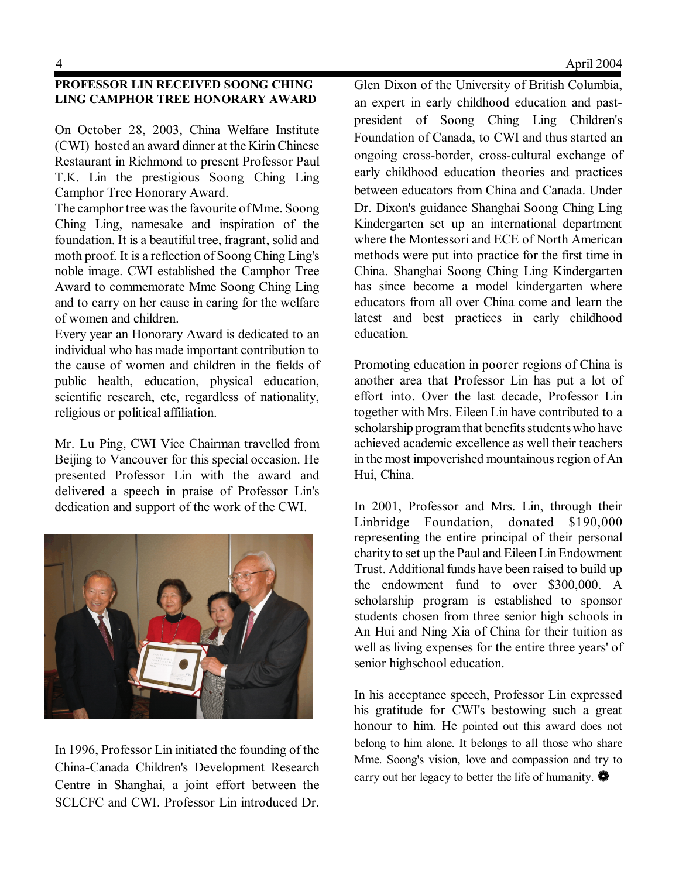## PROFESSOR LIN RECEIVED SOONG CHING LING CAMPHOR TREE HONORARY AWARD

On October 28, 2003, China Welfare Institute (CWI) hosted an award dinner at the Kirin Chinese Restaurant in Richmond to present Professor Paul T.K. Lin the prestigious Soong Ching Ling Camphor Tree Honorary Award.

The camphor tree was the favourite of Mme. Soong Ching Ling, namesake and inspiration of the foundation. It is a beautiful tree, fragrant, solid and moth proof. It is a reflection of Soong Ching Ling's noble image. CWI established the Camphor Tree Award to commemorate Mme Soong Ching Ling and to carry on her cause in caring for the welfare of women and children.

Every year an Honorary Award is dedicated to an individual who has made important contribution to the cause of women and children in the fields of public health, education, physical education, scientific research, etc, regardless of nationality, religious or political affiliation.

Mr. Lu Ping, CWI Vice Chairman travelled from Beijing to Vancouver for this special occasion. He presented Professor Lin with the award and delivered a speech in praise of Professor Lin's dedication and support of the work of the CWI.

In 1996, Professor Lin initiated the founding of the China-Canada Children's Development Research Centre in Shanghai, a joint effort between the SCLCFC and CWI. Professor Lin introduced Dr. Glen Dixon of the University of British Columbia, an expert in early childhood education and past-president of Soong Ching Ling Children's Foundation of Canada, to CWI and thus started an ongoing cross-border, cross-cultural exchange of early childhood education theories and practices between educators from China and Canada. Under Dr. Dixon's guidance Shanghai Soong Ching Ling Kindergarten set up an international department where the Montessori and ECE of North American methods were put into practice for the first time in China. Shanghai Soong Ching Ling Kindergarten has since become a model kindergarten where educators from all over China come and learn the latest and best practices in early childhood education.

Promoting education in poorer regions of China is another area that Professor Lin has put a lot of effort into. Over the last decade, Professor Lin together with Mrs. Eileen Lin have contributed to a scholarship program that benefits students who have achieved academic excellence as well their teachers in the most impoverished mountainous region of An Hui, China.

In 2001, Professor and Mrs. Lin, through their Linbridge Foundation, donated $190,000 representing the entire principal of their personal charity to set up the Paul and Eileen Lin Endowment Trust. Additional funds have been raised to build up the endowment fund to over $300,000. A scholarship program is established to sponsor students chosen from three senior high schools in An Hui and Ning Xia of China for their tuition as well as living expenses for the entire three years' of senior highschool education.

In his acceptance speech, Professor Lin expressed his gratitude for CWI's bestowing such a great honour to him. He pointed out this award does not belong to him alone. It belongs to all those who share Mme. Soong's vision, love and compassion and try to carry out her legacy to better the life of humanity.